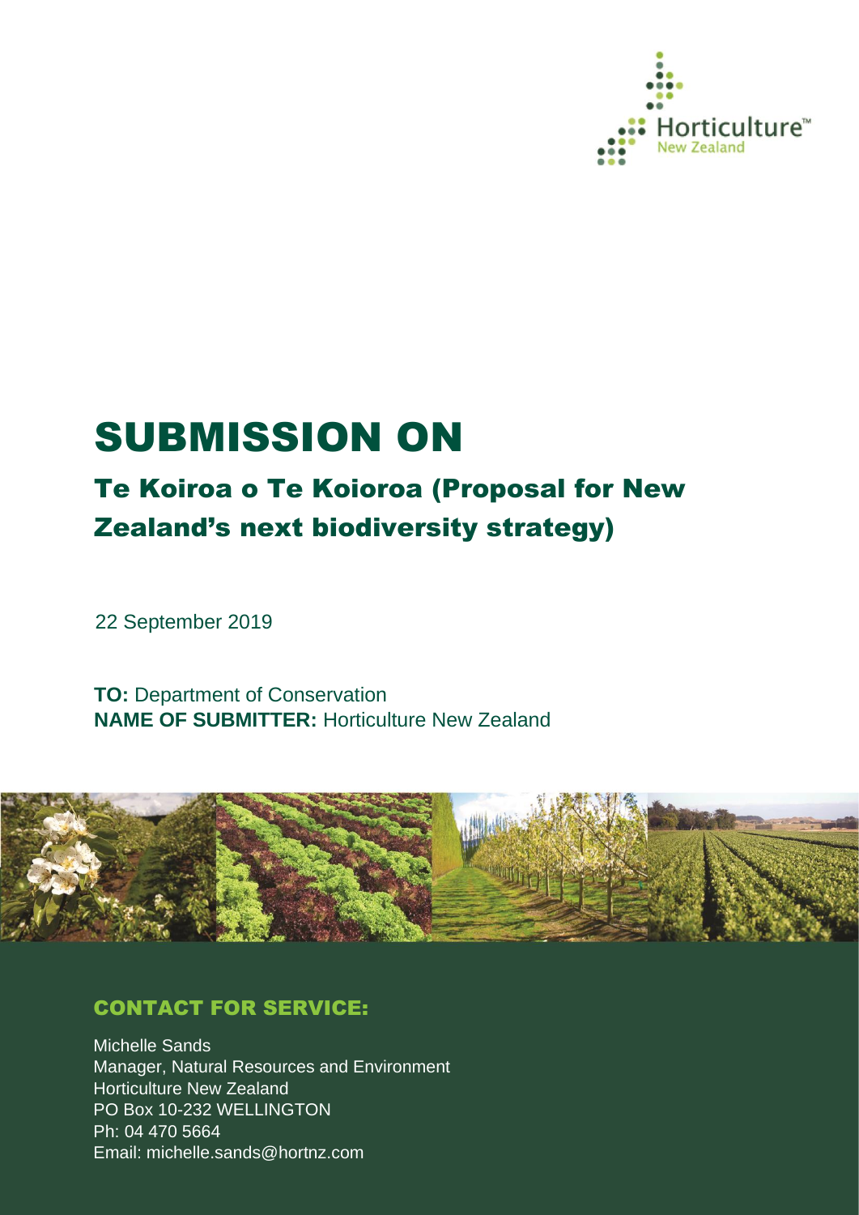Horticulture™ New Zealand

# SUBMISSION ON

## Te Koiroa o Te Koioroa (Proposal for New Zealand's next biodiversity strategy)

22 September 2019

**TO:** Department of Conservation
**NAME OF SUBMITTER:** Horticulture New Zealand

### CONTACT FOR SERVICE:

Michelle Sands
Manager, Natural Resources and Environment
Horticulture New Zealand
PO Box 10-232 WELLINGTON
Ph: 04 470 5664
Email: michelle.sands@hortnz.com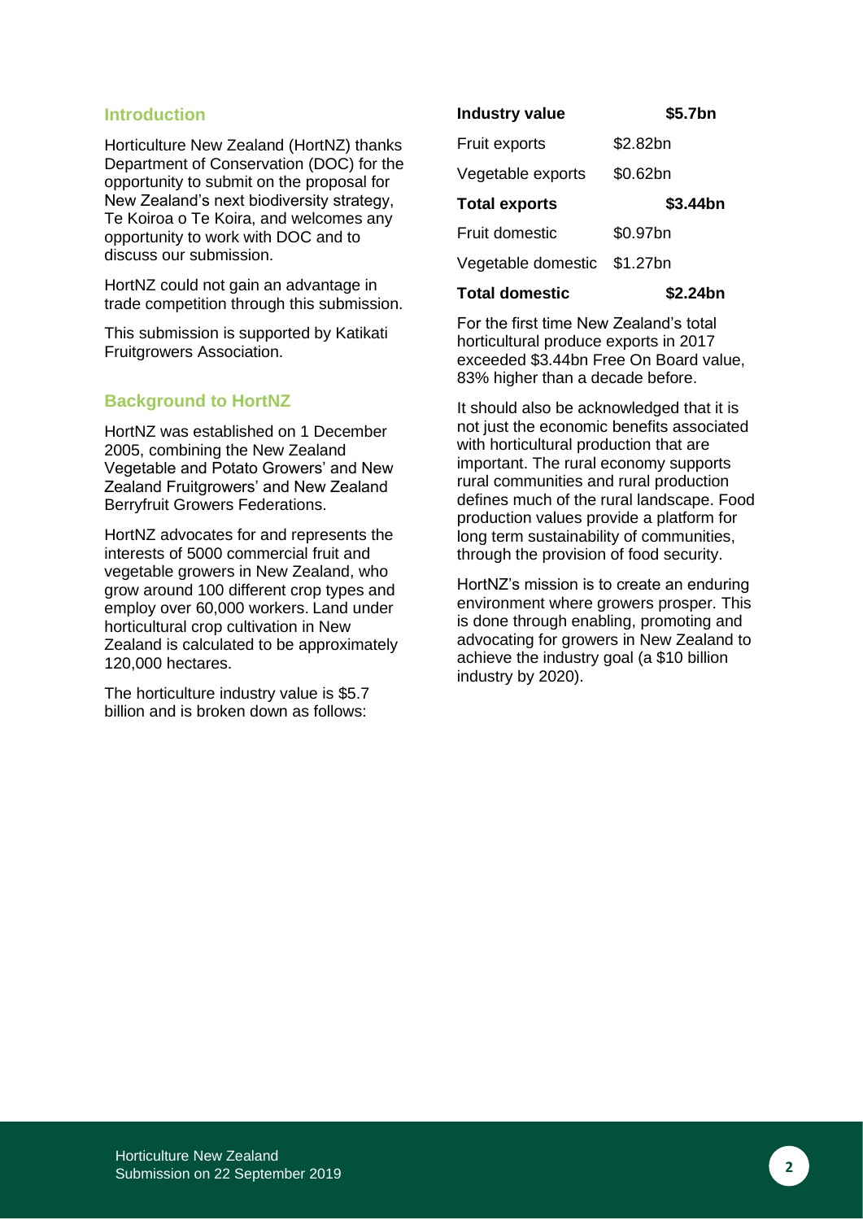## Introduction

Horticulture New Zealand (HortNZ) thanks Department of Conservation (DOC) for the opportunity to submit on the proposal for New Zealand's next biodiversity strategy, Te Koiroa o Te Koira, and welcomes any opportunity to work with DOC and to discuss our submission.

HortNZ could not gain an advantage in trade competition through this submission.

This submission is supported by Katikati Fruitgrowers Association.

## Background to HortNZ

HortNZ was established on 1 December 2005, combining the New Zealand Vegetable and Potato Growers' and New Zealand Fruitgrowers' and New Zealand Berryfruit Growers Federations.

HortNZ advocates for and represents the interests of 5000 commercial fruit and vegetable growers in New Zealand, who grow around 100 different crop types and employ over 60,000 workers. Land under horticultural crop cultivation in New Zealand is calculated to be approximately 120,000 hectares.

The horticulture industry value is $5.7 billion and is broken down as follows:

| **Industry value** | | **$5.7bn** |
|---|---|---|
| Fruit exports | $2.82bn | |
| Vegetable exports | $0.62bn | |
| **Total exports** | | **$3.44bn** |
| Fruit domestic | $0.97bn | |
| Vegetable domestic | $1.27bn | |
| **Total domestic** | | **$2.24bn** |

For the first time New Zealand's total horticultural produce exports in 2017 exceeded $3.44bn Free On Board value, 83% higher than a decade before.

It should also be acknowledged that it is not just the economic benefits associated with horticultural production that are important. The rural economy supports rural communities and rural production defines much of the rural landscape. Food production values provide a platform for long term sustainability of communities, through the provision of food security.

HortNZ's mission is to create an enduring environment where growers prosper. This is done through enabling, promoting and advocating for growers in New Zealand to achieve the industry goal (a $10 billion industry by 2020).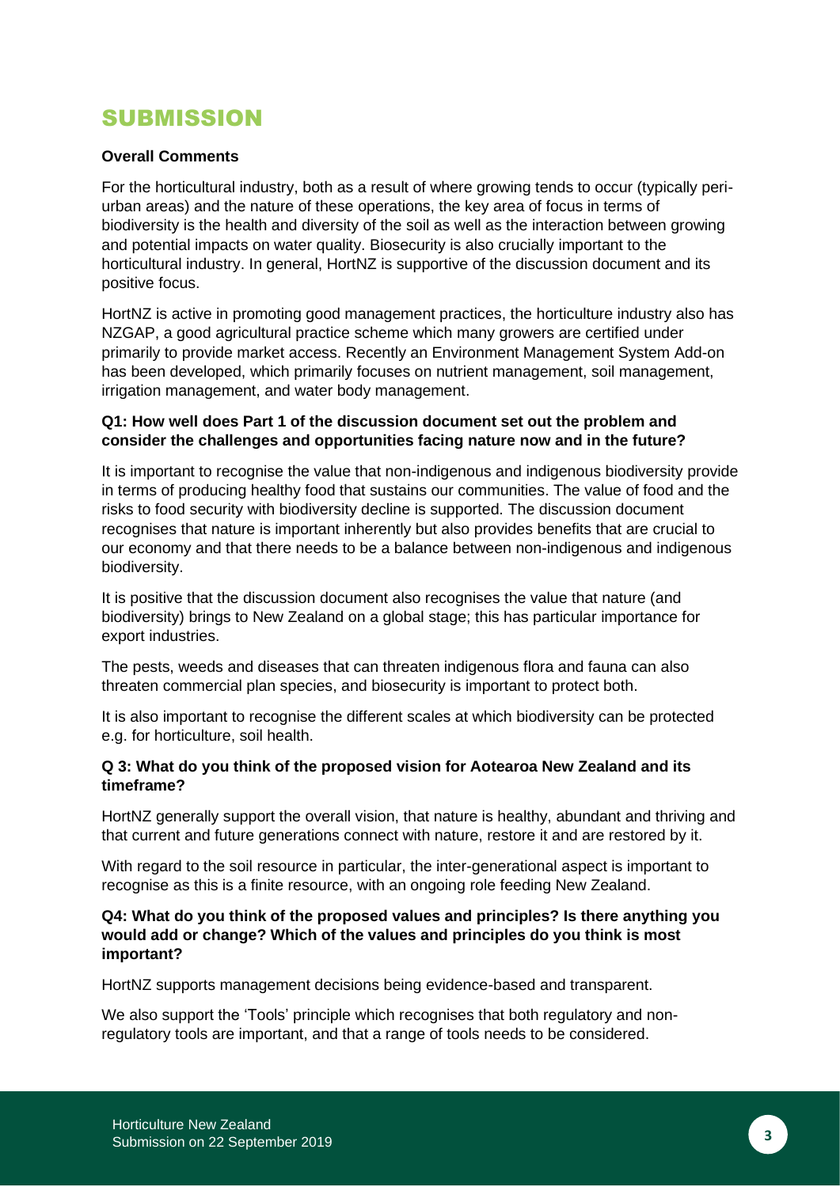# SUBMISSION

**Overall Comments**

For the horticultural industry, both as a result of where growing tends to occur (typically peri-urban areas) and the nature of these operations, the key area of focus in terms of biodiversity is the health and diversity of the soil as well as the interaction between growing and potential impacts on water quality. Biosecurity is also crucially important to the horticultural industry. In general, HortNZ is supportive of the discussion document and its positive focus.

HortNZ is active in promoting good management practices, the horticulture industry also has NZGAP, a good agricultural practice scheme which many growers are certified under primarily to provide market access. Recently an Environment Management System Add-on has been developed, which primarily focuses on nutrient management, soil management, irrigation management, and water body management.

**Q1: How well does Part 1 of the discussion document set out the problem and consider the challenges and opportunities facing nature now and in the future?**

It is important to recognise the value that non-indigenous and indigenous biodiversity provide in terms of producing healthy food that sustains our communities. The value of food and the risks to food security with biodiversity decline is supported. The discussion document recognises that nature is important inherently but also provides benefits that are crucial to our economy and that there needs to be a balance between non-indigenous and indigenous biodiversity.

It is positive that the discussion document also recognises the value that nature (and biodiversity) brings to New Zealand on a global stage; this has particular importance for export industries.

The pests, weeds and diseases that can threaten indigenous flora and fauna can also threaten commercial plan species, and biosecurity is important to protect both.

It is also important to recognise the different scales at which biodiversity can be protected e.g. for horticulture, soil health.

**Q 3: What do you think of the proposed vision for Aotearoa New Zealand and its timeframe?**

HortNZ generally support the overall vision, that nature is healthy, abundant and thriving and that current and future generations connect with nature, restore it and are restored by it.

With regard to the soil resource in particular, the inter-generational aspect is important to recognise as this is a finite resource, with an ongoing role feeding New Zealand.

**Q4: What do you think of the proposed values and principles? Is there anything you would add or change? Which of the values and principles do you think is most important?**

HortNZ supports management decisions being evidence-based and transparent.

We also support the 'Tools' principle which recognises that both regulatory and non-regulatory tools are important, and that a range of tools needs to be considered.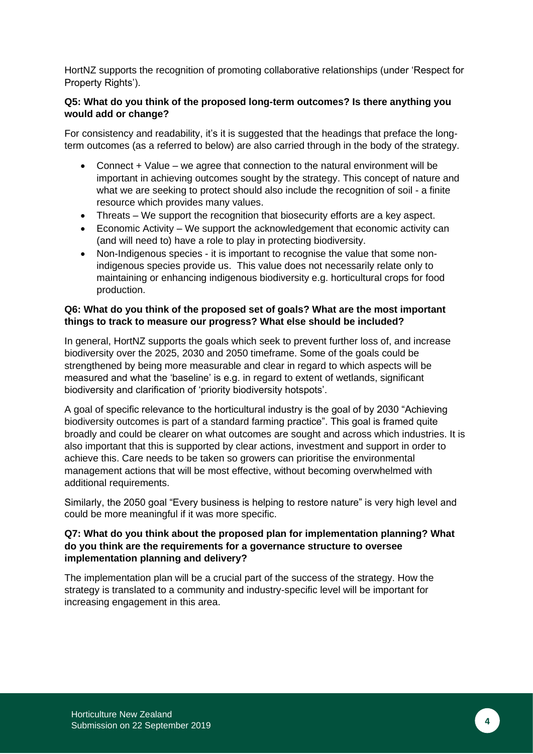HortNZ supports the recognition of promoting collaborative relationships (under 'Respect for Property Rights').

**Q5: What do you think of the proposed long-term outcomes? Is there anything you would add or change?**

For consistency and readability, it's it is suggested that the headings that preface the long-term outcomes (as a referred to below) are also carried through in the body of the strategy.

- Connect + Value – we agree that connection to the natural environment will be important in achieving outcomes sought by the strategy. This concept of nature and what we are seeking to protect should also include the recognition of soil - a finite resource which provides many values.
- Threats – We support the recognition that biosecurity efforts are a key aspect.
- Economic Activity – We support the acknowledgement that economic activity can (and will need to) have a role to play in protecting biodiversity.
- Non-Indigenous species - it is important to recognise the value that some non-indigenous species provide us. This value does not necessarily relate only to maintaining or enhancing indigenous biodiversity e.g. horticultural crops for food production.

**Q6: What do you think of the proposed set of goals? What are the most important things to track to measure our progress? What else should be included?**

In general, HortNZ supports the goals which seek to prevent further loss of, and increase biodiversity over the 2025, 2030 and 2050 timeframe. Some of the goals could be strengthened by being more measurable and clear in regard to which aspects will be measured and what the 'baseline' is e.g. in regard to extent of wetlands, significant biodiversity and clarification of 'priority biodiversity hotspots'.

A goal of specific relevance to the horticultural industry is the goal of by 2030 "Achieving biodiversity outcomes is part of a standard farming practice". This goal is framed quite broadly and could be clearer on what outcomes are sought and across which industries. It is also important that this is supported by clear actions, investment and support in order to achieve this. Care needs to be taken so growers can prioritise the environmental management actions that will be most effective, without becoming overwhelmed with additional requirements.

Similarly, the 2050 goal "Every business is helping to restore nature" is very high level and could be more meaningful if it was more specific.

**Q7: What do you think about the proposed plan for implementation planning? What do you think are the requirements for a governance structure to oversee implementation planning and delivery?**

The implementation plan will be a crucial part of the success of the strategy. How the strategy is translated to a community and industry-specific level will be important for increasing engagement in this area.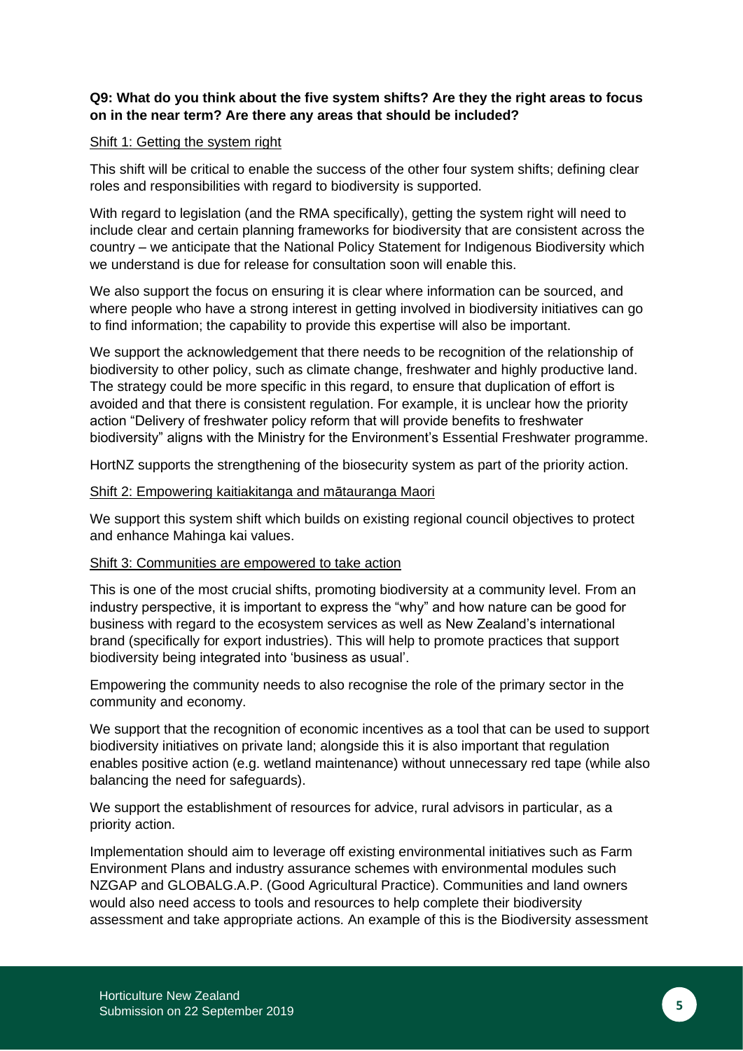**Q9: What do you think about the five system shifts? Are they the right areas to focus on in the near term? Are there any areas that should be included?**

<u>Shift 1: Getting the system right</u>

This shift will be critical to enable the success of the other four system shifts; defining clear roles and responsibilities with regard to biodiversity is supported.

With regard to legislation (and the RMA specifically), getting the system right will need to include clear and certain planning frameworks for biodiversity that are consistent across the country – we anticipate that the National Policy Statement for Indigenous Biodiversity which we understand is due for release for consultation soon will enable this.

We also support the focus on ensuring it is clear where information can be sourced, and where people who have a strong interest in getting involved in biodiversity initiatives can go to find information; the capability to provide this expertise will also be important.

We support the acknowledgement that there needs to be recognition of the relationship of biodiversity to other policy, such as climate change, freshwater and highly productive land. The strategy could be more specific in this regard, to ensure that duplication of effort is avoided and that there is consistent regulation. For example, it is unclear how the priority action "Delivery of freshwater policy reform that will provide benefits to freshwater biodiversity" aligns with the Ministry for the Environment's Essential Freshwater programme.

HortNZ supports the strengthening of the biosecurity system as part of the priority action.

<u>Shift 2: Empowering kaitiakitanga and mātauranga Maori</u>

We support this system shift which builds on existing regional council objectives to protect and enhance Mahinga kai values.

<u>Shift 3: Communities are empowered to take action</u>

This is one of the most crucial shifts, promoting biodiversity at a community level. From an industry perspective, it is important to express the "why" and how nature can be good for business with regard to the ecosystem services as well as New Zealand's international brand (specifically for export industries). This will help to promote practices that support biodiversity being integrated into 'business as usual'.

Empowering the community needs to also recognise the role of the primary sector in the community and economy.

We support that the recognition of economic incentives as a tool that can be used to support biodiversity initiatives on private land; alongside this it is also important that regulation enables positive action (e.g. wetland maintenance) without unnecessary red tape (while also balancing the need for safeguards).

We support the establishment of resources for advice, rural advisors in particular, as a priority action.

Implementation should aim to leverage off existing environmental initiatives such as Farm Environment Plans and industry assurance schemes with environmental modules such NZGAP and GLOBALG.A.P. (Good Agricultural Practice). Communities and land owners would also need access to tools and resources to help complete their biodiversity assessment and take appropriate actions. An example of this is the Biodiversity assessment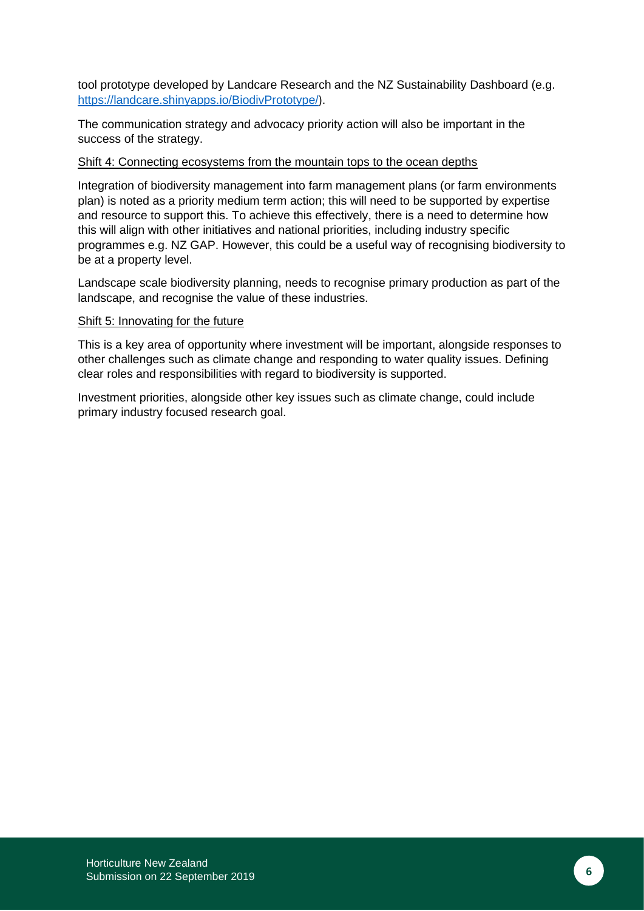tool prototype developed by Landcare Research and the NZ Sustainability Dashboard (e.g. [https://landcare.shinyapps.io/BiodivPrototype/](https://landcare.shinyapps.io/BiodivPrototype/)).

The communication strategy and advocacy priority action will also be important in the success of the strategy.

<u>Shift 4: Connecting ecosystems from the mountain tops to the ocean depths</u>

Integration of biodiversity management into farm management plans (or farm environments plan) is noted as a priority medium term action; this will need to be supported by expertise and resource to support this. To achieve this effectively, there is a need to determine how this will align with other initiatives and national priorities, including industry specific programmes e.g. NZ GAP. However, this could be a useful way of recognising biodiversity to be at a property level.

Landscape scale biodiversity planning, needs to recognise primary production as part of the landscape, and recognise the value of these industries.

<u>Shift 5: Innovating for the future</u>

This is a key area of opportunity where investment will be important, alongside responses to other challenges such as climate change and responding to water quality issues. Defining clear roles and responsibilities with regard to biodiversity is supported.

Investment priorities, alongside other key issues such as climate change, could include primary industry focused research goal.